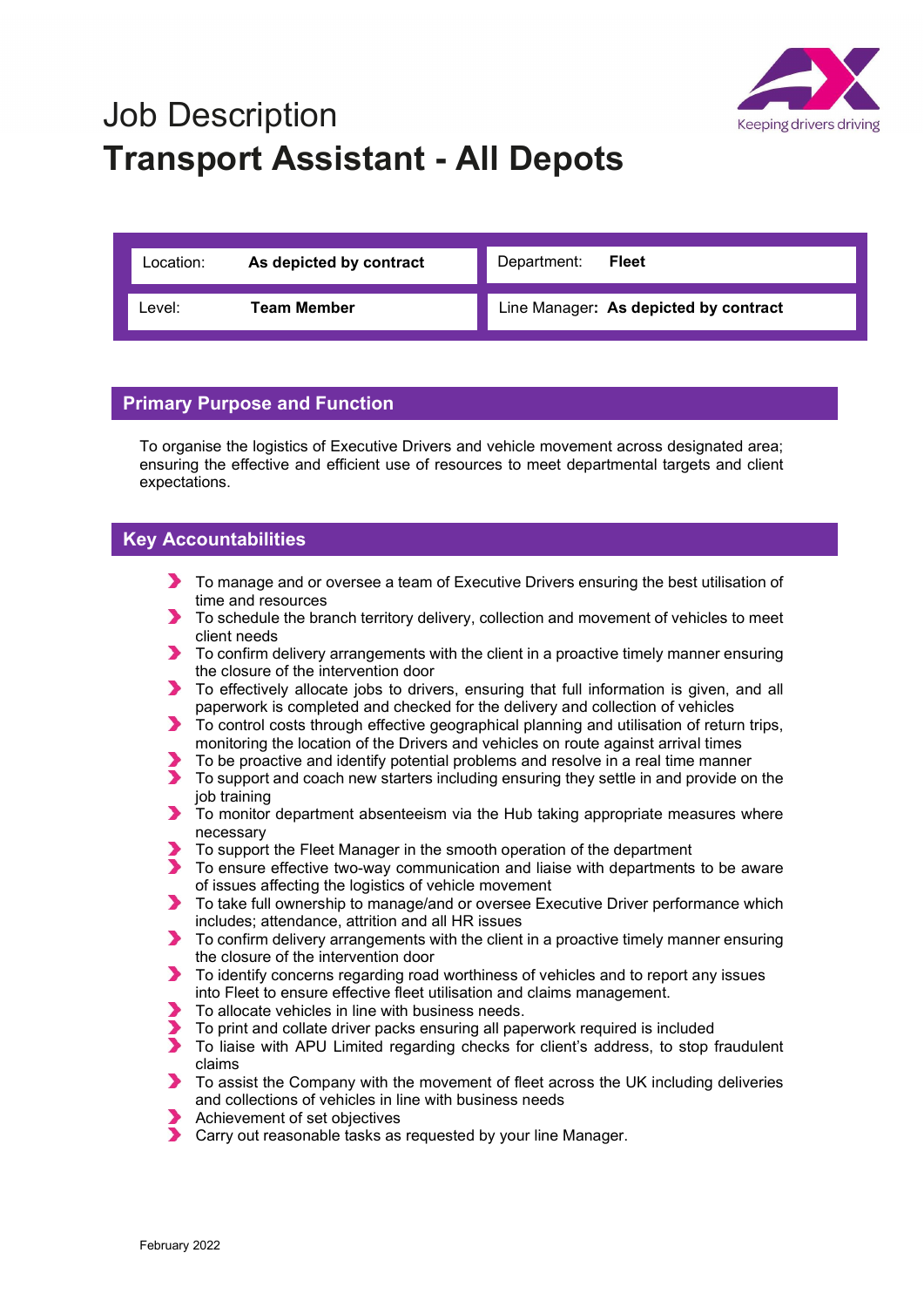Keeping drivers driving

# Job Description
# Transport Assistant - All Depots

| | | | |
|---|---|---|---|
| Location: | **As depicted by contract** | Department: | **Fleet** |
| Level: | **Team Member** | Line Manager: | **As depicted by contract** |

## Primary Purpose and Function

To organise the logistics of Executive Drivers and vehicle movement across designated area; ensuring the effective and efficient use of resources to meet departmental targets and client expectations.

## Key Accountabilities

- To manage and or oversee a team of Executive Drivers ensuring the best utilisation of time and resources
- To schedule the branch territory delivery, collection and movement of vehicles to meet client needs
- To confirm delivery arrangements with the client in a proactive timely manner ensuring the closure of the intervention door
- To effectively allocate jobs to drivers, ensuring that full information is given, and all paperwork is completed and checked for the delivery and collection of vehicles
- To control costs through effective geographical planning and utilisation of return trips, monitoring the location of the Drivers and vehicles on route against arrival times
- To be proactive and identify potential problems and resolve in a real time manner
- To support and coach new starters including ensuring they settle in and provide on the job training
- To monitor department absenteeism via the Hub taking appropriate measures where necessary
- To support the Fleet Manager in the smooth operation of the department
- To ensure effective two-way communication and liaise with departments to be aware of issues affecting the logistics of vehicle movement
- To take full ownership to manage/and or oversee Executive Driver performance which includes; attendance, attrition and all HR issues
- To confirm delivery arrangements with the client in a proactive timely manner ensuring the closure of the intervention door
- To identify concerns regarding road worthiness of vehicles and to report any issues into Fleet to ensure effective fleet utilisation and claims management.
- To allocate vehicles in line with business needs.
- To print and collate driver packs ensuring all paperwork required is included
- To liaise with APU Limited regarding checks for client's address, to stop fraudulent claims
- To assist the Company with the movement of fleet across the UK including deliveries and collections of vehicles in line with business needs
- Achievement of set objectives
- Carry out reasonable tasks as requested by your line Manager.

February 2022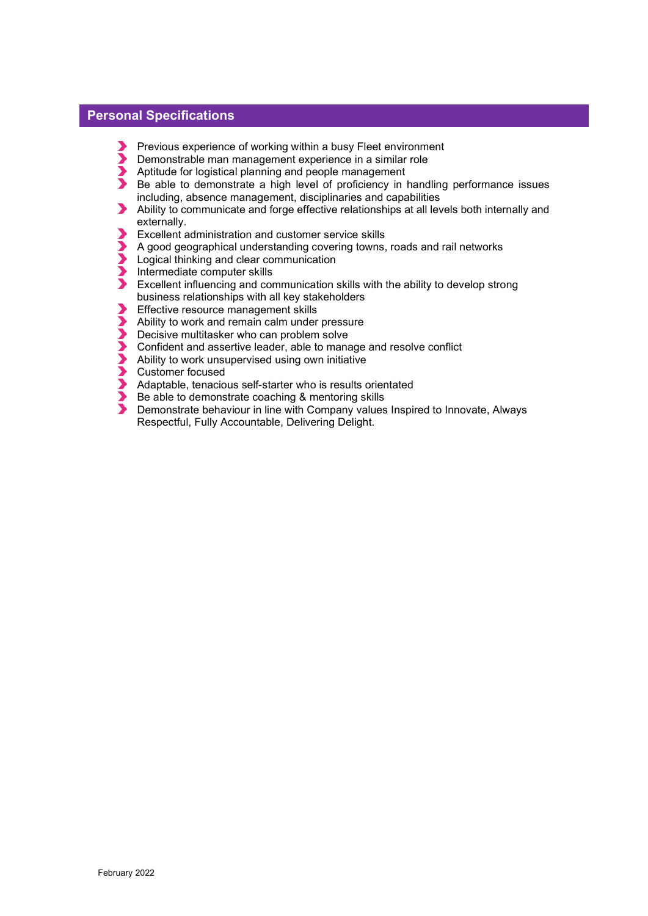## Personal Specifications

- Previous experience of working within a busy Fleet environment
- Demonstrable man management experience in a similar role
- Aptitude for logistical planning and people management
- Be able to demonstrate a high level of proficiency in handling performance issues including, absence management, disciplinaries and capabilities
- Ability to communicate and forge effective relationships at all levels both internally and externally.
- Excellent administration and customer service skills
- A good geographical understanding covering towns, roads and rail networks
- Logical thinking and clear communication
- Intermediate computer skills
- Excellent influencing and communication skills with the ability to develop strong business relationships with all key stakeholders
- Effective resource management skills
- Ability to work and remain calm under pressure
- Decisive multitasker who can problem solve
- Confident and assertive leader, able to manage and resolve conflict
- Ability to work unsupervised using own initiative
- Customer focused
- Adaptable, tenacious self-starter who is results orientated
- Be able to demonstrate coaching & mentoring skills
- Demonstrate behaviour in line with Company values Inspired to Innovate, Always Respectful, Fully Accountable, Delivering Delight.

February 2022